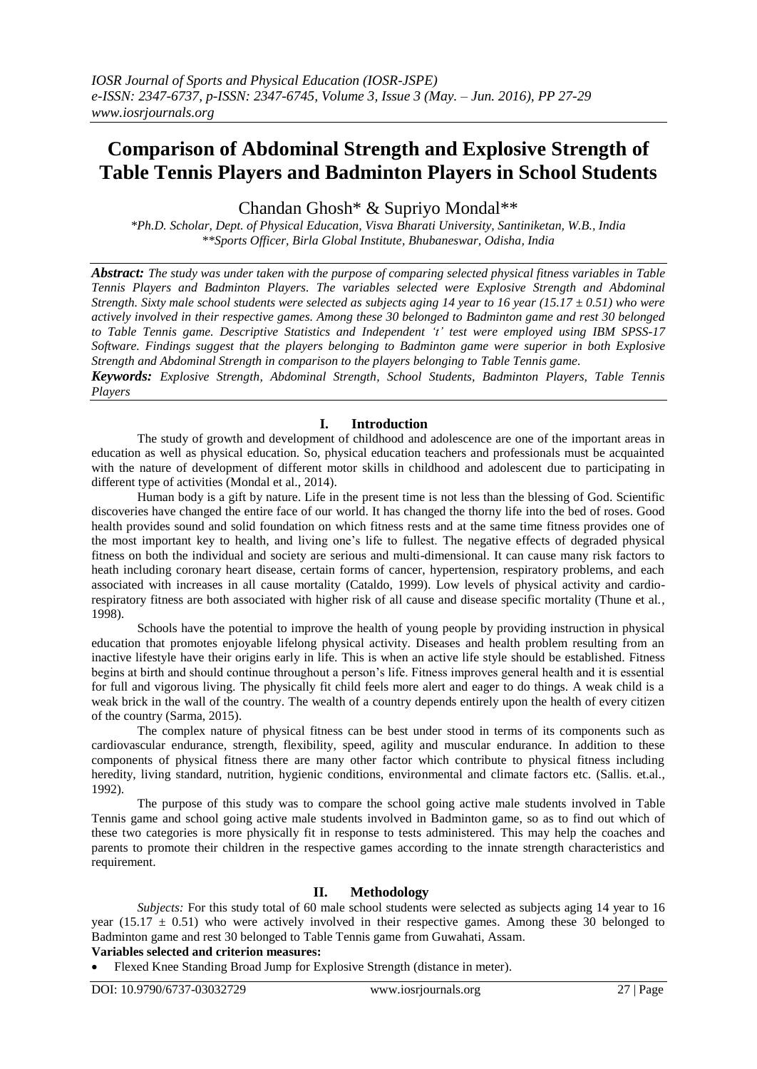# Comparison of Abdominal Strength and Explosive Strength of Table Tennis Players and Badminton Players in School Students

Chandan Ghosh* & Supriyo Mondal**

*\*Ph.D. Scholar, Dept. of Physical Education, Visva Bharati University, Santiniketan, W.B., India*
*\*\*Sports Officer, Birla Global Institute, Bhubaneswar, Odisha, India*

***Abstract:*** *The study was under taken with the purpose of comparing selected physical fitness variables in Table Tennis Players and Badminton Players. The variables selected were Explosive Strength and Abdominal Strength. Sixty male school students were selected as subjects aging 14 year to 16 year (15.17 ± 0.51) who were actively involved in their respective games. Among these 30 belonged to Badminton game and rest 30 belonged to Table Tennis game. Descriptive Statistics and Independent 't' test were employed using IBM SPSS-17 Software. Findings suggest that the players belonging to Badminton game were superior in both Explosive Strength and Abdominal Strength in comparison to the players belonging to Table Tennis game.*

***Keywords:*** *Explosive Strength, Abdominal Strength, School Students, Badminton Players, Table Tennis Players*

## I. Introduction

The study of growth and development of childhood and adolescence are one of the important areas in education as well as physical education. So, physical education teachers and professionals must be acquainted with the nature of development of different motor skills in childhood and adolescent due to participating in different type of activities (Mondal et al., 2014).

Human body is a gift by nature. Life in the present time is not less than the blessing of God. Scientific discoveries have changed the entire face of our world. It has changed the thorny life into the bed of roses. Good health provides sound and solid foundation on which fitness rests and at the same time fitness provides one of the most important key to health, and living one's life to fullest. The negative effects of degraded physical fitness on both the individual and society are serious and multi-dimensional. It can cause many risk factors to heath including coronary heart disease, certain forms of cancer, hypertension, respiratory problems, and each associated with increases in all cause mortality (Cataldo, 1999). Low levels of physical activity and cardio-respiratory fitness are both associated with higher risk of all cause and disease specific mortality (Thune et al., 1998).

Schools have the potential to improve the health of young people by providing instruction in physical education that promotes enjoyable lifelong physical activity. Diseases and health problem resulting from an inactive lifestyle have their origins early in life. This is when an active life style should be established. Fitness begins at birth and should continue throughout a person's life. Fitness improves general health and it is essential for full and vigorous living. The physically fit child feels more alert and eager to do things. A weak child is a weak brick in the wall of the country. The wealth of a country depends entirely upon the health of every citizen of the country (Sarma, 2015).

The complex nature of physical fitness can be best under stood in terms of its components such as cardiovascular endurance, strength, flexibility, speed, agility and muscular endurance. In addition to these components of physical fitness there are many other factor which contribute to physical fitness including heredity, living standard, nutrition, hygienic conditions, environmental and climate factors etc. (Sallis. et.al., 1992).

The purpose of this study was to compare the school going active male students involved in Table Tennis game and school going active male students involved in Badminton game, so as to find out which of these two categories is more physically fit in response to tests administered. This may help the coaches and parents to promote their children in the respective games according to the innate strength characteristics and requirement.

## II. Methodology

*Subjects:* For this study total of 60 male school students were selected as subjects aging 14 year to 16 year (15.17 ± 0.51) who were actively involved in their respective games. Among these 30 belonged to Badminton game and rest 30 belonged to Table Tennis game from Guwahati, Assam.

**Variables selected and criterion measures:**

- Flexed Knee Standing Broad Jump for Explosive Strength (distance in meter).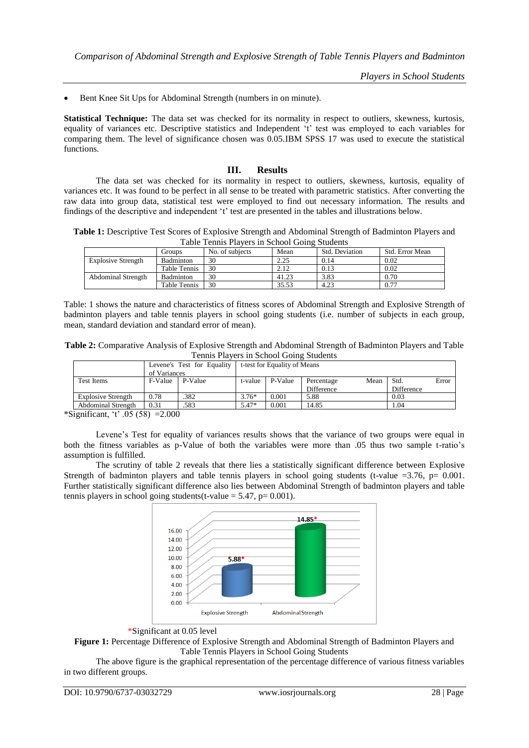- Bent Knee Sit Ups for Abdominal Strength (numbers in on minute).

**Statistical Technique:** The data set was checked for its normality in respect to outliers, skewness, kurtosis, equality of variances etc. Descriptive statistics and Independent 't' test was employed to each variables for comparing them. The level of significance chosen was 0.05.IBM SPSS 17 was used to execute the statistical functions.

## III. Results

The data set was checked for its normality in respect to outliers, skewness, kurtosis, equality of variances etc. It was found to be perfect in all sense to be treated with parametric statistics. After converting the raw data into group data, statistical test were employed to find out necessary information. The results and findings of the descriptive and independent 't' test are presented in the tables and illustrations below.

**Table 1:** Descriptive Test Scores of Explosive Strength and Abdominal Strength of Badminton Players and Table Tennis Players in School Going Students

| | Groups | No. of subjects | Mean | Std. Deviation | Std. Error Mean |
|---|---|---|---|---|---|
| Explosive Strength | Badminton | 30 | 2.25 | 0.14 | 0.02 |
| | Table Tennis | 30 | 2.12 | 0.13 | 0.02 |
| Abdominal Strength | Badminton | 30 | 41.23 | 3.83 | 0.70 |
| | Table Tennis | 30 | 35.53 | 4.23 | 0.77 |

Table: 1 shows the nature and characteristics of fitness scores of Abdominal Strength and Explosive Strength of badminton players and table tennis players in school going students (i.e. number of subjects in each group, mean, standard deviation and standard error of mean).

**Table 2:** Comparative Analysis of Explosive Strength and Abdominal Strength of Badminton Players and Table Tennis Players in School Going Students

| | Levene's Test for Equality of Variances | | t-test for Equality of Means | | | |
|---|---|---|---|---|---|---|
| Test Items | F-Value | P-Value | t-value | P-Value | Percentage Mean Difference | Std. Error Difference |
| Explosive Strength | 0.78 | .382 | 3.76* | 0.001 | 5.88 | 0.03 |
| Abdominal Strength | 0.31 | .583 | 5.47* | 0.001 | 14.85 | 1.04 |

*Significant, 't' .05 (58) =2.000

Levene's Test for equality of variances results shows that the variance of two groups were equal in both the fitness variables as p-Value of both the variables were more than .05 thus two sample t-ratio's assumption is fulfilled.

The scrutiny of table 2 reveals that there lies a statistically significant difference between Explosive Strength of badminton players and table tennis players in school going students (t-value =3.76, p= 0.001. Further statistically significant difference also lies between Abdominal Strength of badminton players and table tennis players in school going students(t-value = 5.47, p= 0.001).

*Significant at 0.05 level

**Figure 1:** Percentage Difference of Explosive Strength and Abdominal Strength of Badminton Players and Table Tennis Players in School Going Students

The above figure is the graphical representation of the percentage difference of various fitness variables in two different groups.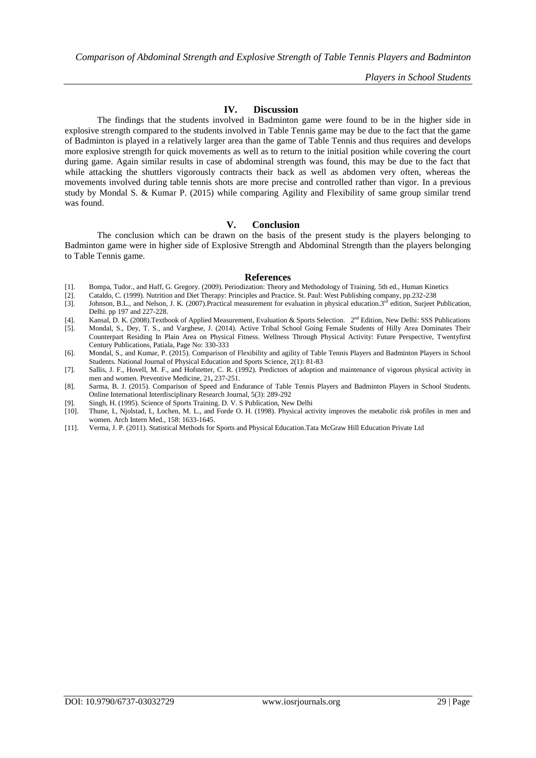## IV. Discussion

The findings that the students involved in Badminton game were found to be in the higher side in explosive strength compared to the students involved in Table Tennis game may be due to the fact that the game of Badminton is played in a relatively larger area than the game of Table Tennis and thus requires and develops more explosive strength for quick movements as well as to return to the initial position while covering the court during game. Again similar results in case of abdominal strength was found, this may be due to the fact that while attacking the shuttlers vigorously contracts their back as well as abdomen very often, whereas the movements involved during table tennis shots are more precise and controlled rather than vigor. In a previous study by Mondal S. & Kumar P. (2015) while comparing Agility and Flexibility of same group similar trend was found.

## V. Conclusion

The conclusion which can be drawn on the basis of the present study is the players belonging to Badminton game were in higher side of Explosive Strength and Abdominal Strength than the players belonging to Table Tennis game.

## References

[1]. Bompa, Tudor., and Haff, G. Gregory. (2009). Periodization: Theory and Methodology of Training. 5th ed., Human Kinetics

[2]. Cataldo, C. (1999). Nutrition and Diet Therapy: Principles and Practice. St. Paul: West Publishing company, pp.232-238

[3]. Johnson, B.L., and Nelson, J. K. (2007).Practical measurement for evaluation in physical education.3rd edition, Surjeet Publication, Delhi. pp 197 and 227-228.

[4]. Kansal, D. K. (2008).Textbook of Applied Measurement, Evaluation & Sports Selection. 2nd Edition, New Delhi: SSS Publications

[5]. Mondal, S., Dey, T. S., and Varghese, J. (2014). Active Tribal School Going Female Students of Hilly Area Dominates Their Counterpart Residing In Plain Area on Physical Fitness. Wellness Through Physical Activity: Future Perspective, Twentyfirst Century Publications, Patiala, Page No: 330-333

[6]. Mondal, S., and Kumar, P. (2015). Comparison of Flexibility and agility of Table Tennis Players and Badminton Players in School Students. National Journal of Physical Education and Sports Science, 2(1): 81-83

[7]. Sallis, J. F., Hovell, M. F., and Hofstetter, C. R. (1992). Predictors of adoption and maintenance of vigorous physical activity in men and women. Preventive Medicine, 21, 237-251.

[8]. Sarma, B. J. (2015). Comparison of Speed and Endurance of Table Tennis Players and Badminton Players in School Students. Online International Interdisciplinary Research Journal, 5(3): 289-292

[9]. Singh, H. (1995). Science of Sports Training. D. V. S Publication, New Delhi

[10]. Thune, I., Njolstad, I., Lochen, M. L., and Forde O. H. (1998). Physical activity improves the metabolic risk profiles in men and women. Arch Intern Med., 158: 1633-1645.

[11]. Verma, J. P. (2011). Statistical Methods for Sports and Physical Education.Tata McGraw Hill Education Private Ltd